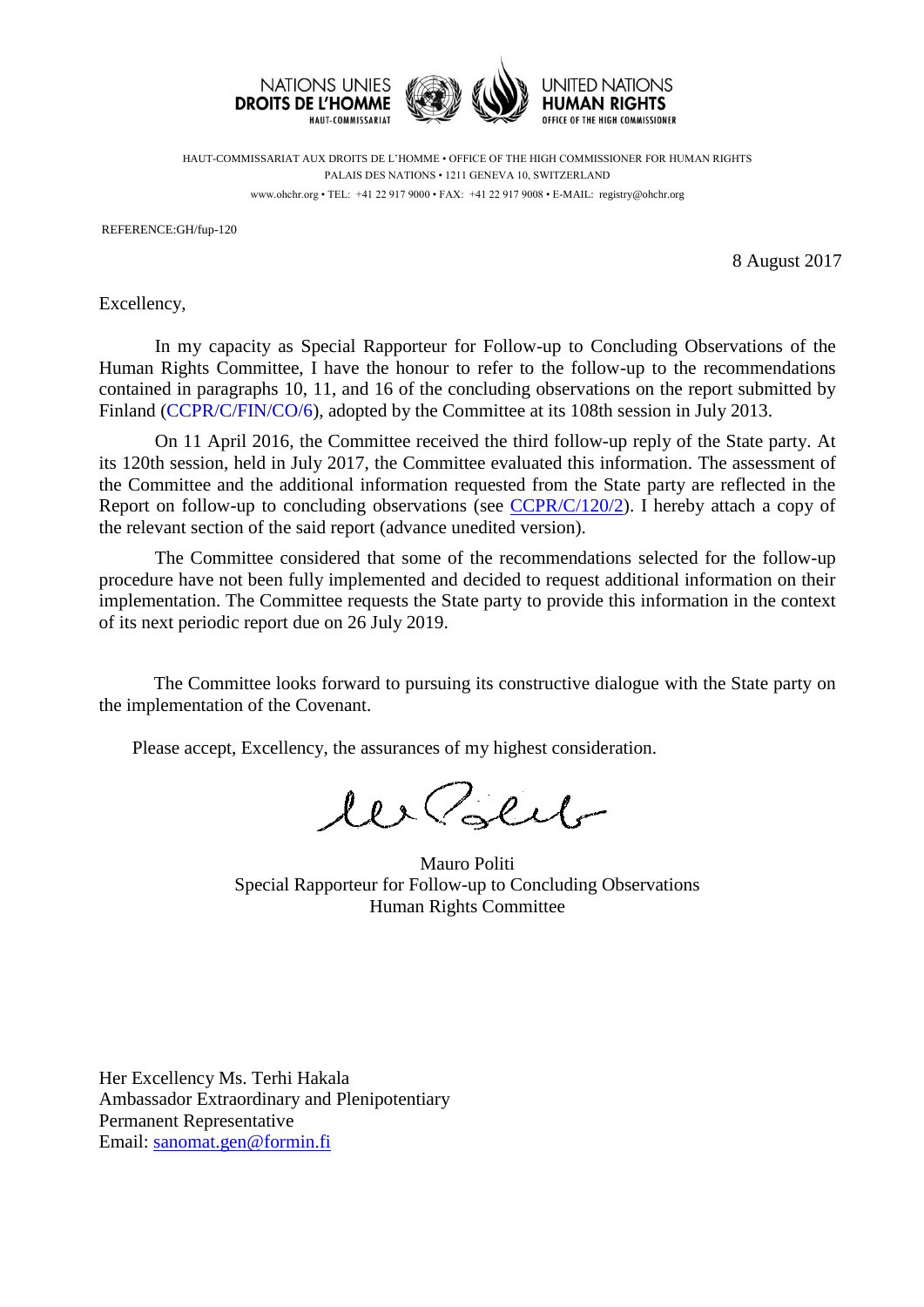NATIONS UNIES
**DROITS DE L'HOMME**
HAUT-COMMISSARIAT

UNITED NATIONS
**HUMAN RIGHTS**
OFFICE OF THE HIGH COMMISSIONER

HAUT-COMMISSARIAT AUX DROITS DE L'HOMME • OFFICE OF THE HIGH COMMISSIONER FOR HUMAN RIGHTS
PALAIS DES NATIONS • 1211 GENEVA 10, SWITZERLAND
www.ohchr.org • TEL: +41 22 917 9000 • FAX: +41 22 917 9008 • E-MAIL: registry@ohchr.org

REFERENCE:GH/fup-120

8 August 2017

Excellency,

In my capacity as Special Rapporteur for Follow-up to Concluding Observations of the Human Rights Committee, I have the honour to refer to the follow-up to the recommendations contained in paragraphs 10, 11, and 16 of the concluding observations on the report submitted by Finland (CCPR/C/FIN/CO/6), adopted by the Committee at its 108th session in July 2013.

On 11 April 2016, the Committee received the third follow-up reply of the State party. At its 120th session, held in July 2017, the Committee evaluated this information. The assessment of the Committee and the additional information requested from the State party are reflected in the Report on follow-up to concluding observations (see CCPR/C/120/2). I hereby attach a copy of the relevant section of the said report (advance unedited version).

The Committee considered that some of the recommendations selected for the follow-up procedure have not been fully implemented and decided to request additional information on their implementation. The Committee requests the State party to provide this information in the context of its next periodic report due on 26 July 2019.

The Committee looks forward to pursuing its constructive dialogue with the State party on the implementation of the Covenant.

Please accept, Excellency, the assurances of my highest consideration.

Mauro Politi
Special Rapporteur for Follow-up to Concluding Observations
Human Rights Committee

Her Excellency Ms. Terhi Hakala
Ambassador Extraordinary and Plenipotentiary
Permanent Representative
Email: sanomat.gen@formin.fi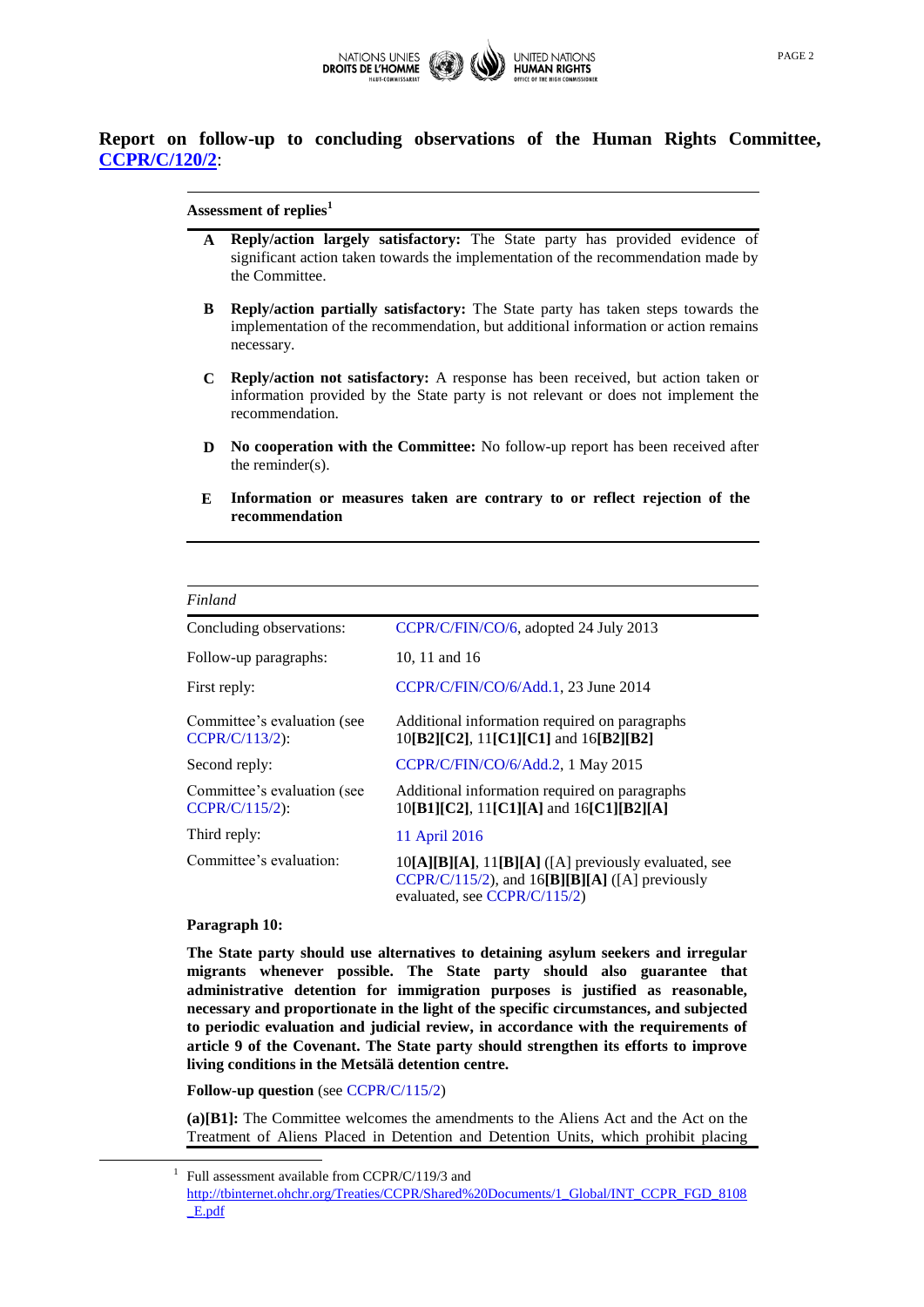# Report on follow-up to concluding observations of the Human Rights Committee, CCPR/C/120/2:

**Assessment of replies**[1]

- **A** **Reply/action largely satisfactory:** The State party has provided evidence of significant action taken towards the implementation of the recommendation made by the Committee.
- **B** **Reply/action partially satisfactory:** The State party has taken steps towards the implementation of the recommendation, but additional information or action remains necessary.
- **C** **Reply/action not satisfactory:** A response has been received, but action taken or information provided by the State party is not relevant or does not implement the recommendation.
- **D** **No cooperation with the Committee:** No follow-up report has been received after the reminder(s).
- **E** **Information or measures taken are contrary to or reflect rejection of the recommendation**

| *Finland* | |
|---|---|
| Concluding observations: | CCPR/C/FIN/CO/6, adopted 24 July 2013 |
| Follow-up paragraphs: | 10, 11 and 16 |
| First reply: | CCPR/C/FIN/CO/6/Add.1, 23 June 2014 |
| Committee's evaluation (see CCPR/C/113/2): | Additional information required on paragraphs 10**[B2][C2]**, 11**[C1][C1]** and 16**[B2][B2]** |
| Second reply: | CCPR/C/FIN/CO/6/Add.2, 1 May 2015 |
| Committee's evaluation (see CCPR/C/115/2): | Additional information required on paragraphs 10**[B1][C2]**, 11**[C1][A]** and 16**[C1][B2][A]** |
| Third reply: | 11 April 2016 |
| Committee's evaluation: | 10**[A][B][A]**, 11**[B][A]** ([A] previously evaluated, see CCPR/C/115/2), and 16**[B][B][A]** ([A] previously evaluated, see CCPR/C/115/2) |

**Paragraph 10:**

**The State party should use alternatives to detaining asylum seekers and irregular migrants whenever possible. The State party should also guarantee that administrative detention for immigration purposes is justified as reasonable, necessary and proportionate in the light of the specific circumstances, and subjected to periodic evaluation and judicial review, in accordance with the requirements of article 9 of the Covenant. The State party should strengthen its efforts to improve living conditions in the Metsälä detention centre.**

**Follow-up question** (see CCPR/C/115/2)

**(a)[B1]:** The Committee welcomes the amendments to the Aliens Act and the Act on the Treatment of Aliens Placed in Detention and Detention Units, which prohibit placing

[1] Full assessment available from CCPR/C/119/3 and http://tbinternet.ohchr.org/Treaties/CCPR/Shared%20Documents/1_Global/INT_CCPR_FGD_8108_E.pdf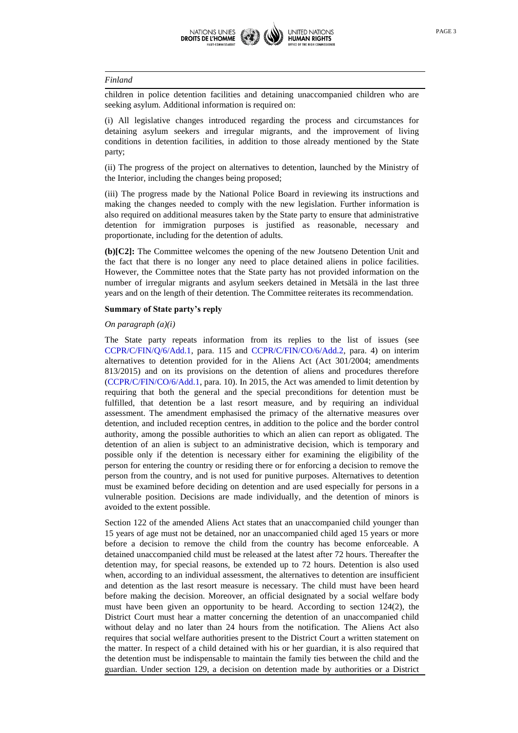children in police detention facilities and detaining unaccompanied children who are seeking asylum. Additional information is required on:

(i) All legislative changes introduced regarding the process and circumstances for detaining asylum seekers and irregular migrants, and the improvement of living conditions in detention facilities, in addition to those already mentioned by the State party;

(ii) The progress of the project on alternatives to detention, launched by the Ministry of the Interior, including the changes being proposed;

(iii) The progress made by the National Police Board in reviewing its instructions and making the changes needed to comply with the new legislation. Further information is also required on additional measures taken by the State party to ensure that administrative detention for immigration purposes is justified as reasonable, necessary and proportionate, including for the detention of adults.

**(b)[C2]:** The Committee welcomes the opening of the new Joutseno Detention Unit and the fact that there is no longer any need to place detained aliens in police facilities. However, the Committee notes that the State party has not provided information on the number of irregular migrants and asylum seekers detained in Metsälä in the last three years and on the length of their detention. The Committee reiterates its recommendation.

**Summary of State party's reply**

*On paragraph (a)(i)*

The State party repeats information from its replies to the list of issues (see CCPR/C/FIN/Q/6/Add.1, para. 115 and CCPR/C/FIN/CO/6/Add.2, para. 4) on interim alternatives to detention provided for in the Aliens Act (Act 301/2004; amendments 813/2015) and on its provisions on the detention of aliens and procedures therefore (CCPR/C/FIN/CO/6/Add.1, para. 10). In 2015, the Act was amended to limit detention by requiring that both the general and the special preconditions for detention must be fulfilled, that detention be a last resort measure, and by requiring an individual assessment. The amendment emphasised the primacy of the alternative measures over detention, and included reception centres, in addition to the police and the border control authority, among the possible authorities to which an alien can report as obligated. The detention of an alien is subject to an administrative decision, which is temporary and possible only if the detention is necessary either for examining the eligibility of the person for entering the country or residing there or for enforcing a decision to remove the person from the country, and is not used for punitive purposes. Alternatives to detention must be examined before deciding on detention and are used especially for persons in a vulnerable position. Decisions are made individually, and the detention of minors is avoided to the extent possible.

Section 122 of the amended Aliens Act states that an unaccompanied child younger than 15 years of age must not be detained, nor an unaccompanied child aged 15 years or more before a decision to remove the child from the country has become enforceable. A detained unaccompanied child must be released at the latest after 72 hours. Thereafter the detention may, for special reasons, be extended up to 72 hours. Detention is also used when, according to an individual assessment, the alternatives to detention are insufficient and detention as the last resort measure is necessary. The child must have been heard before making the decision. Moreover, an official designated by a social welfare body must have been given an opportunity to be heard. According to section 124(2), the District Court must hear a matter concerning the detention of an unaccompanied child without delay and no later than 24 hours from the notification. The Aliens Act also requires that social welfare authorities present to the District Court a written statement on the matter. In respect of a child detained with his or her guardian, it is also required that the detention must be indispensable to maintain the family ties between the child and the guardian. Under section 129, a decision on detention made by authorities or a District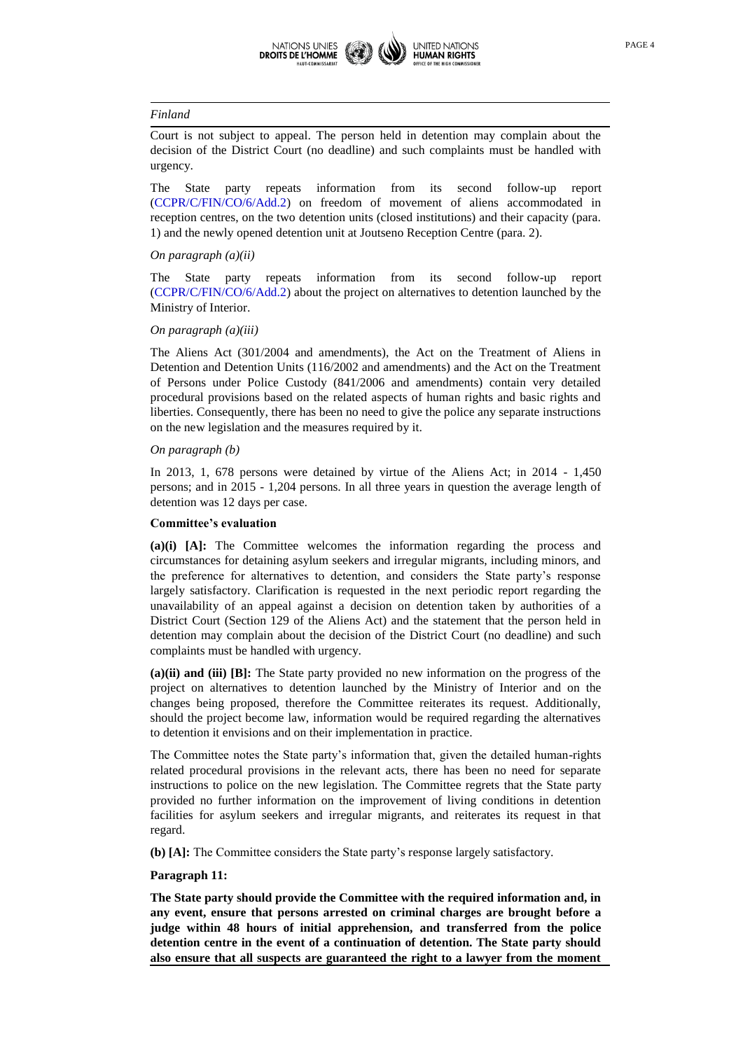*Finland*

Court is not subject to appeal. The person held in detention may complain about the decision of the District Court (no deadline) and such complaints must be handled with urgency.

The State party repeats information from its second follow-up report (CCPR/C/FIN/CO/6/Add.2) on freedom of movement of aliens accommodated in reception centres, on the two detention units (closed institutions) and their capacity (para. 1) and the newly opened detention unit at Joutseno Reception Centre (para. 2).

*On paragraph (a)(ii)*

The State party repeats information from its second follow-up report (CCPR/C/FIN/CO/6/Add.2) about the project on alternatives to detention launched by the Ministry of Interior.

*On paragraph (a)(iii)*

The Aliens Act (301/2004 and amendments), the Act on the Treatment of Aliens in Detention and Detention Units (116/2002 and amendments) and the Act on the Treatment of Persons under Police Custody (841/2006 and amendments) contain very detailed procedural provisions based on the related aspects of human rights and basic rights and liberties. Consequently, there has been no need to give the police any separate instructions on the new legislation and the measures required by it.

*On paragraph (b)*

In 2013, 1, 678 persons were detained by virtue of the Aliens Act; in 2014 - 1,450 persons; and in 2015 - 1,204 persons. In all three years in question the average length of detention was 12 days per case.

**Committee's evaluation**

**(a)(i) [A]:** The Committee welcomes the information regarding the process and circumstances for detaining asylum seekers and irregular migrants, including minors, and the preference for alternatives to detention, and considers the State party's response largely satisfactory. Clarification is requested in the next periodic report regarding the unavailability of an appeal against a decision on detention taken by authorities of a District Court (Section 129 of the Aliens Act) and the statement that the person held in detention may complain about the decision of the District Court (no deadline) and such complaints must be handled with urgency.

**(a)(ii) and (iii) [B]:** The State party provided no new information on the progress of the project on alternatives to detention launched by the Ministry of Interior and on the changes being proposed, therefore the Committee reiterates its request. Additionally, should the project become law, information would be required regarding the alternatives to detention it envisions and on their implementation in practice.

The Committee notes the State party's information that, given the detailed human-rights related procedural provisions in the relevant acts, there has been no need for separate instructions to police on the new legislation. The Committee regrets that the State party provided no further information on the improvement of living conditions in detention facilities for asylum seekers and irregular migrants, and reiterates its request in that regard.

**(b) [A]:** The Committee considers the State party's response largely satisfactory.

**Paragraph 11:**

**The State party should provide the Committee with the required information and, in any event, ensure that persons arrested on criminal charges are brought before a judge within 48 hours of initial apprehension, and transferred from the police detention centre in the event of a continuation of detention. The State party should also ensure that all suspects are guaranteed the right to a lawyer from the moment**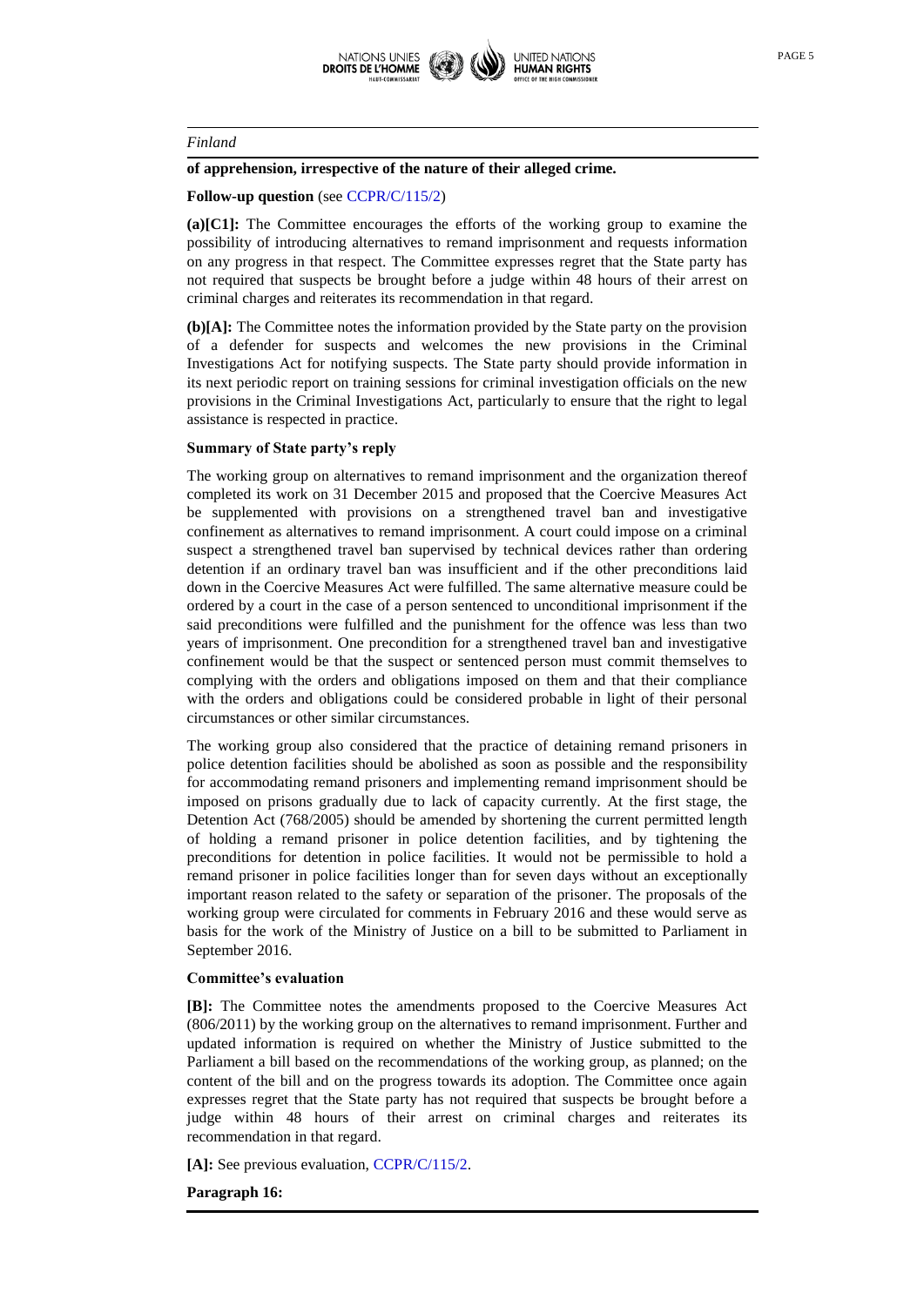*Finland*

**of apprehension, irrespective of the nature of their alleged crime.**

**Follow-up question** (see CCPR/C/115/2)

**(a)[C1]:** The Committee encourages the efforts of the working group to examine the possibility of introducing alternatives to remand imprisonment and requests information on any progress in that respect. The Committee expresses regret that the State party has not required that suspects be brought before a judge within 48 hours of their arrest on criminal charges and reiterates its recommendation in that regard.

**(b)[A]:** The Committee notes the information provided by the State party on the provision of a defender for suspects and welcomes the new provisions in the Criminal Investigations Act for notifying suspects. The State party should provide information in its next periodic report on training sessions for criminal investigation officials on the new provisions in the Criminal Investigations Act, particularly to ensure that the right to legal assistance is respected in practice.

**Summary of State party's reply**

The working group on alternatives to remand imprisonment and the organization thereof completed its work on 31 December 2015 and proposed that the Coercive Measures Act be supplemented with provisions on a strengthened travel ban and investigative confinement as alternatives to remand imprisonment. A court could impose on a criminal suspect a strengthened travel ban supervised by technical devices rather than ordering detention if an ordinary travel ban was insufficient and if the other preconditions laid down in the Coercive Measures Act were fulfilled. The same alternative measure could be ordered by a court in the case of a person sentenced to unconditional imprisonment if the said preconditions were fulfilled and the punishment for the offence was less than two years of imprisonment. One precondition for a strengthened travel ban and investigative confinement would be that the suspect or sentenced person must commit themselves to complying with the orders and obligations imposed on them and that their compliance with the orders and obligations could be considered probable in light of their personal circumstances or other similar circumstances.

The working group also considered that the practice of detaining remand prisoners in police detention facilities should be abolished as soon as possible and the responsibility for accommodating remand prisoners and implementing remand imprisonment should be imposed on prisons gradually due to lack of capacity currently. At the first stage, the Detention Act (768/2005) should be amended by shortening the current permitted length of holding a remand prisoner in police detention facilities, and by tightening the preconditions for detention in police facilities. It would not be permissible to hold a remand prisoner in police facilities longer than for seven days without an exceptionally important reason related to the safety or separation of the prisoner. The proposals of the working group were circulated for comments in February 2016 and these would serve as basis for the work of the Ministry of Justice on a bill to be submitted to Parliament in September 2016.

**Committee's evaluation**

**[B]:** The Committee notes the amendments proposed to the Coercive Measures Act (806/2011) by the working group on the alternatives to remand imprisonment. Further and updated information is required on whether the Ministry of Justice submitted to the Parliament a bill based on the recommendations of the working group, as planned; on the content of the bill and on the progress towards its adoption. The Committee once again expresses regret that the State party has not required that suspects be brought before a judge within 48 hours of their arrest on criminal charges and reiterates its recommendation in that regard.

**[A]:** See previous evaluation, CCPR/C/115/2.

**Paragraph 16:**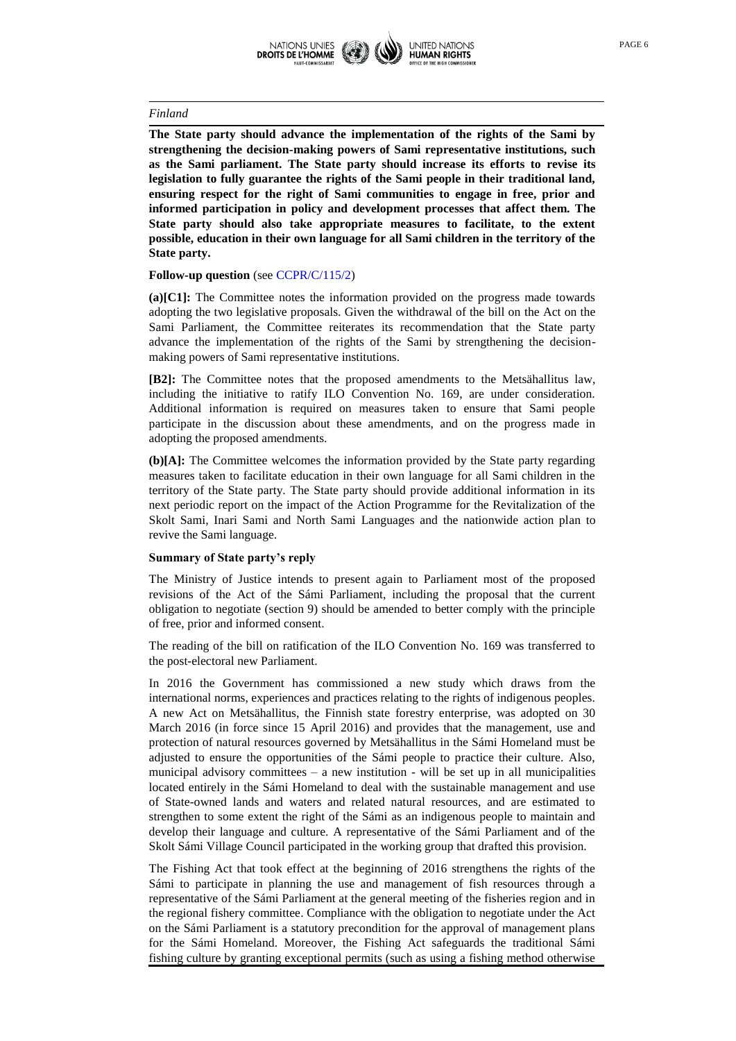*Finland*

**The State party should advance the implementation of the rights of the Sami by strengthening the decision-making powers of Sami representative institutions, such as the Sami parliament. The State party should increase its efforts to revise its legislation to fully guarantee the rights of the Sami people in their traditional land, ensuring respect for the right of Sami communities to engage in free, prior and informed participation in policy and development processes that affect them. The State party should also take appropriate measures to facilitate, to the extent possible, education in their own language for all Sami children in the territory of the State party.**

**Follow-up question** (see CCPR/C/115/2)

**(a)[C1]:** The Committee notes the information provided on the progress made towards adopting the two legislative proposals. Given the withdrawal of the bill on the Act on the Sami Parliament, the Committee reiterates its recommendation that the State party advance the implementation of the rights of the Sami by strengthening the decision-making powers of Sami representative institutions.

**[B2]:** The Committee notes that the proposed amendments to the Metsähallitus law, including the initiative to ratify ILO Convention No. 169, are under consideration. Additional information is required on measures taken to ensure that Sami people participate in the discussion about these amendments, and on the progress made in adopting the proposed amendments.

**(b)[A]:** The Committee welcomes the information provided by the State party regarding measures taken to facilitate education in their own language for all Sami children in the territory of the State party. The State party should provide additional information in its next periodic report on the impact of the Action Programme for the Revitalization of the Skolt Sami, Inari Sami and North Sami Languages and the nationwide action plan to revive the Sami language.

**Summary of State party's reply**

The Ministry of Justice intends to present again to Parliament most of the proposed revisions of the Act of the Sámi Parliament, including the proposal that the current obligation to negotiate (section 9) should be amended to better comply with the principle of free, prior and informed consent.

The reading of the bill on ratification of the ILO Convention No. 169 was transferred to the post-electoral new Parliament.

In 2016 the Government has commissioned a new study which draws from the international norms, experiences and practices relating to the rights of indigenous peoples. A new Act on Metsähallitus, the Finnish state forestry enterprise, was adopted on 30 March 2016 (in force since 15 April 2016) and provides that the management, use and protection of natural resources governed by Metsähallitus in the Sámi Homeland must be adjusted to ensure the opportunities of the Sámi people to practice their culture. Also, municipal advisory committees – a new institution - will be set up in all municipalities located entirely in the Sámi Homeland to deal with the sustainable management and use of State-owned lands and waters and related natural resources, and are estimated to strengthen to some extent the right of the Sámi as an indigenous people to maintain and develop their language and culture. A representative of the Sámi Parliament and of the Skolt Sámi Village Council participated in the working group that drafted this provision.

The Fishing Act that took effect at the beginning of 2016 strengthens the rights of the Sámi to participate in planning the use and management of fish resources through a representative of the Sámi Parliament at the general meeting of the fisheries region and in the regional fishery committee. Compliance with the obligation to negotiate under the Act on the Sámi Parliament is a statutory precondition for the approval of management plans for the Sámi Homeland. Moreover, the Fishing Act safeguards the traditional Sámi fishing culture by granting exceptional permits (such as using a fishing method otherwise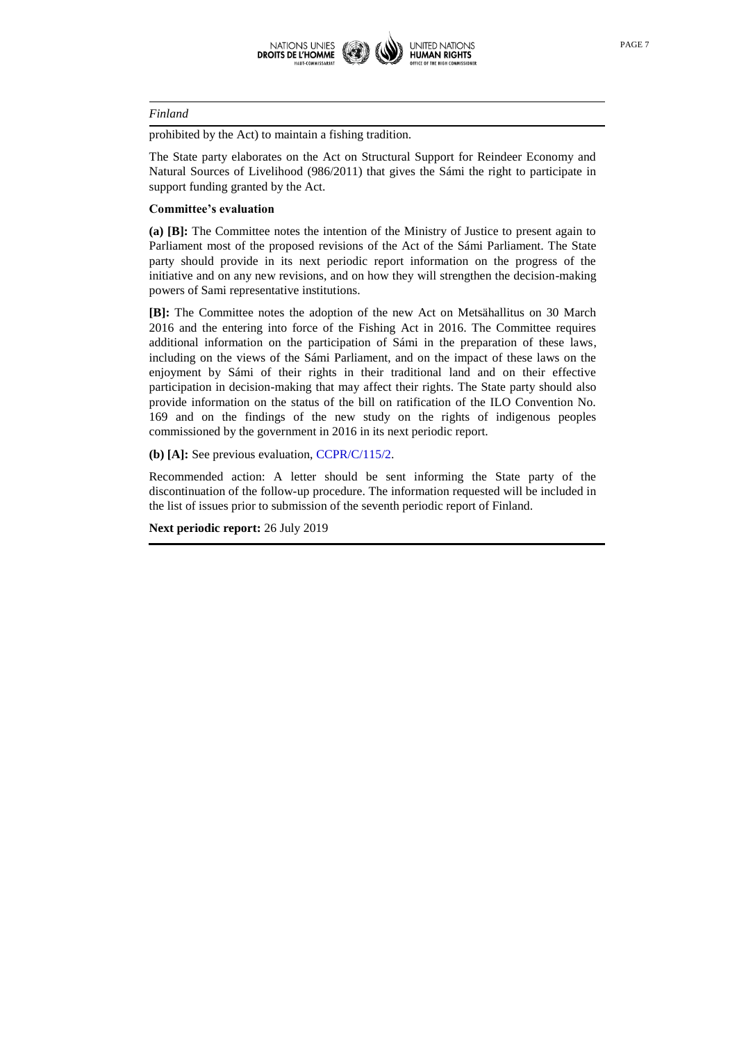prohibited by the Act) to maintain a fishing tradition.

The State party elaborates on the Act on Structural Support for Reindeer Economy and Natural Sources of Livelihood (986/2011) that gives the Sámi the right to participate in support funding granted by the Act.

**Committee's evaluation**

**(a) [B]:** The Committee notes the intention of the Ministry of Justice to present again to Parliament most of the proposed revisions of the Act of the Sámi Parliament. The State party should provide in its next periodic report information on the progress of the initiative and on any new revisions, and on how they will strengthen the decision-making powers of Sami representative institutions.

**[B]:** The Committee notes the adoption of the new Act on Metsähallitus on 30 March 2016 and the entering into force of the Fishing Act in 2016. The Committee requires additional information on the participation of Sámi in the preparation of these laws, including on the views of the Sámi Parliament, and on the impact of these laws on the enjoyment by Sámi of their rights in their traditional land and on their effective participation in decision-making that may affect their rights. The State party should also provide information on the status of the bill on ratification of the ILO Convention No. 169 and on the findings of the new study on the rights of indigenous peoples commissioned by the government in 2016 in its next periodic report.

**(b) [A]:** See previous evaluation, CCPR/C/115/2.

Recommended action: A letter should be sent informing the State party of the discontinuation of the follow-up procedure. The information requested will be included in the list of issues prior to submission of the seventh periodic report of Finland.

**Next periodic report:** 26 July 2019